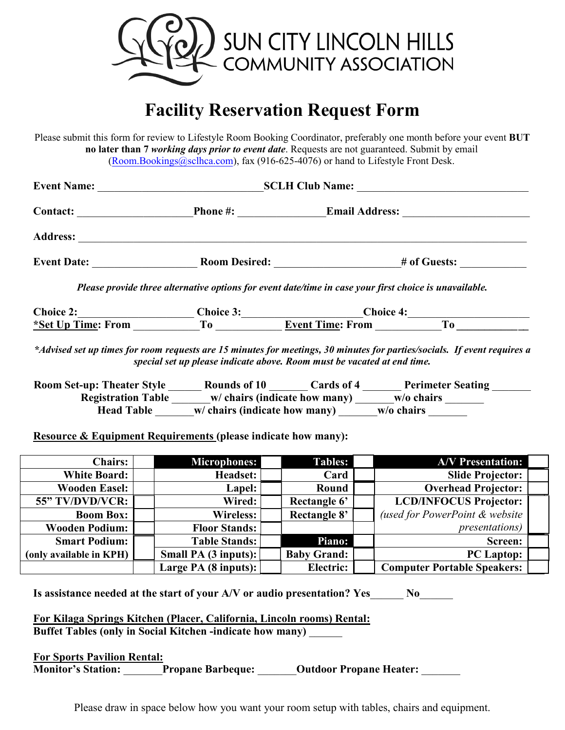# SUN CITY LINCOLN HILLS COMMUNITY ASSOCIATION

# Facility Reservation Request Form

Please submit this form for review to Lifestyle Room Booking Coordinator, preferably one month before your event **BUT no later than 7** ***working days prior to event date***. Requests are not guaranteed. Submit by email (Room.Bookings@sclhca.com), fax (916-625-4076) or hand to Lifestyle Front Desk.

**Event Name:** ______________________________ **SCLH Club Name:** ______________________________

**Contact:** ____________________ **Phone #:** ______________ **Email Address:** ______________________

**Address:** ______________________________________________________________________________

**Event Date:** __________________ **Room Desired:** ______________________ **# of Guests:** ___________

*Please provide three alternative options for event date/time in case your first choice is unavailable.*

**Choice 2:**____________________ **Choice 3:**____________________ **Choice 4:**____________________

**\*Set Up Time: From** ___________ **To** ___________ **Event Time: From** ___________ **To** ___________

*\*Advised set up times for room requests are 15 minutes for meetings, 30 minutes for parties/socials. If event requires a special set up please indicate above. Room must be vacated at end time.*

**Room Set-up: Theater Style** ______ **Rounds of 10** _______ **Cards of 4** _______ **Perimeter Seating** _______

**Registration Table** _______ **w/ chairs (indicate how many)** _______ **w/o chairs** _______

**Head Table** _______ **w/ chairs (indicate how many)** _______ **w/o chairs** _______

**Resource & Equipment Requirements (please indicate how many):**

| **Chairs:** | | **Microphones:** | | **Tables:** | | **A/V Presentation:** | |
|---|---|---|---|---|---|---|---|
| **White Board:** | | **Headset:** | | **Card** | | **Slide Projector:** | |
| **Wooden Easel:** | | **Lapel:** | | **Round** | | **Overhead Projector:** | |
| **55" TV/DVD/VCR:** | | **Wired:** | | **Rectangle 6'** | | **LCD/INFOCUS Projector:** *(used for PowerPoint & website presentations)* | |
| **Boom Box:** | | **Wireless:** | | **Rectangle 8'** | | | |
| **Wooden Podium:** | | **Floor Stands:** | | | | | |
| **Smart Podium:** **(only available in KPH)** | | **Table Stands:** | | **Piano:** | | **Screen:** | |
| | | **Small PA (3 inputs):** | | **Baby Grand:** | | **PC Laptop:** | |
| | | **Large PA (8 inputs):** | | **Electric:** | | **Computer Portable Speakers:** | |

**Is assistance needed at the start of your A/V or audio presentation? Yes**______ **No**______

**For Kilaga Springs Kitchen (Placer, California, Lincoln rooms) Rental:**
**Buffet Tables (only in Social Kitchen -indicate how many)** ______

**For Sports Pavilion Rental:**
**Monitor's Station:** _______ **Propane Barbeque:** _______ **Outdoor Propane Heater:** _______

Please draw in space below how you want your room setup with tables, chairs and equipment.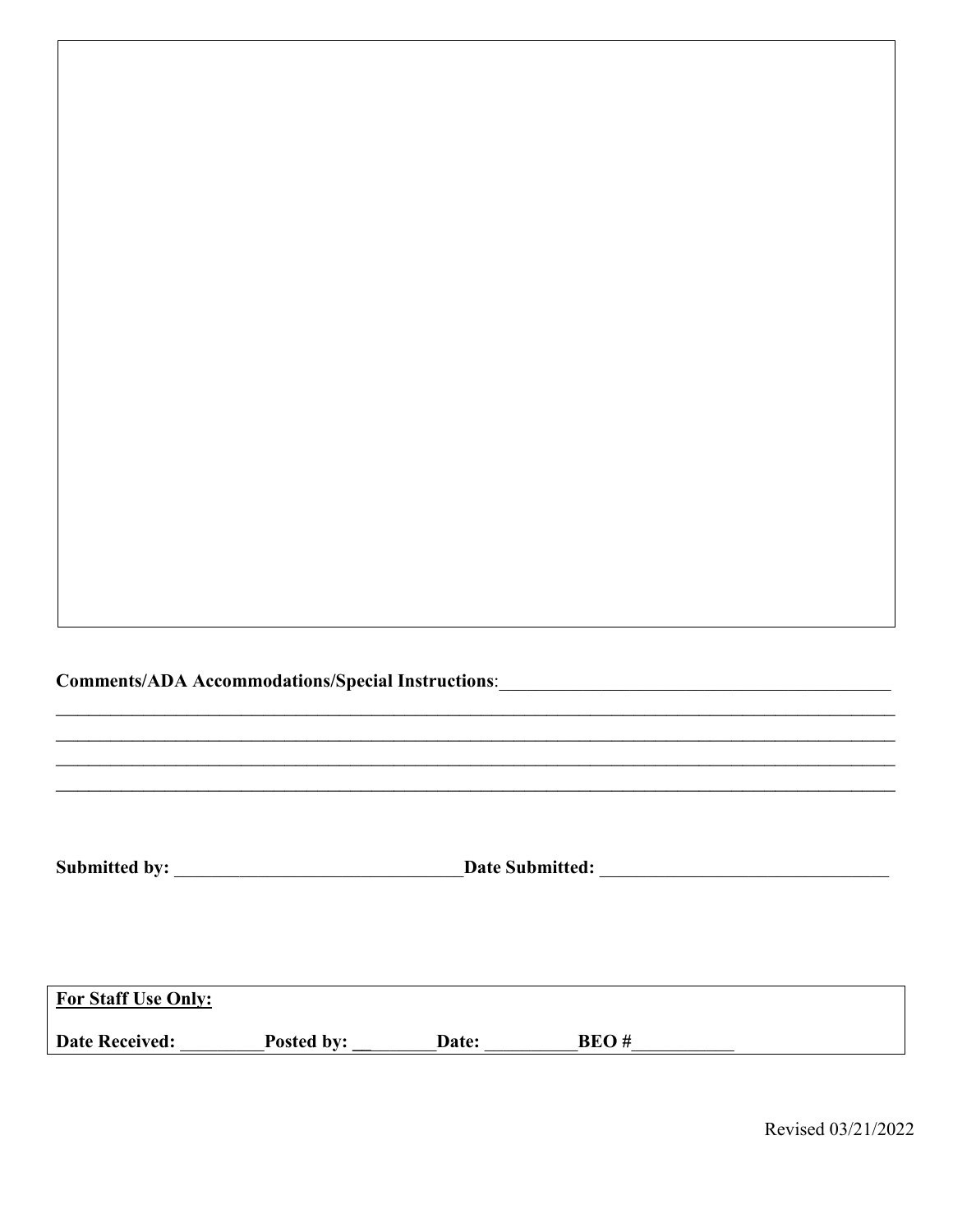**Comments/ADA Accommodations/Special Instructions**:____________________________________________
_____________________________________________________________________________________________
_____________________________________________________________________________________________
_____________________________________________________________________________________________
_____________________________________________________________________________________________

**Submitted by:** ________________________________**Date Submitted:** ________________________________

**For Staff Use Only:**

**Date Received:** _________**Posted by:** __________**Date:** __________**BEO #**___________

Revised 03/21/2022